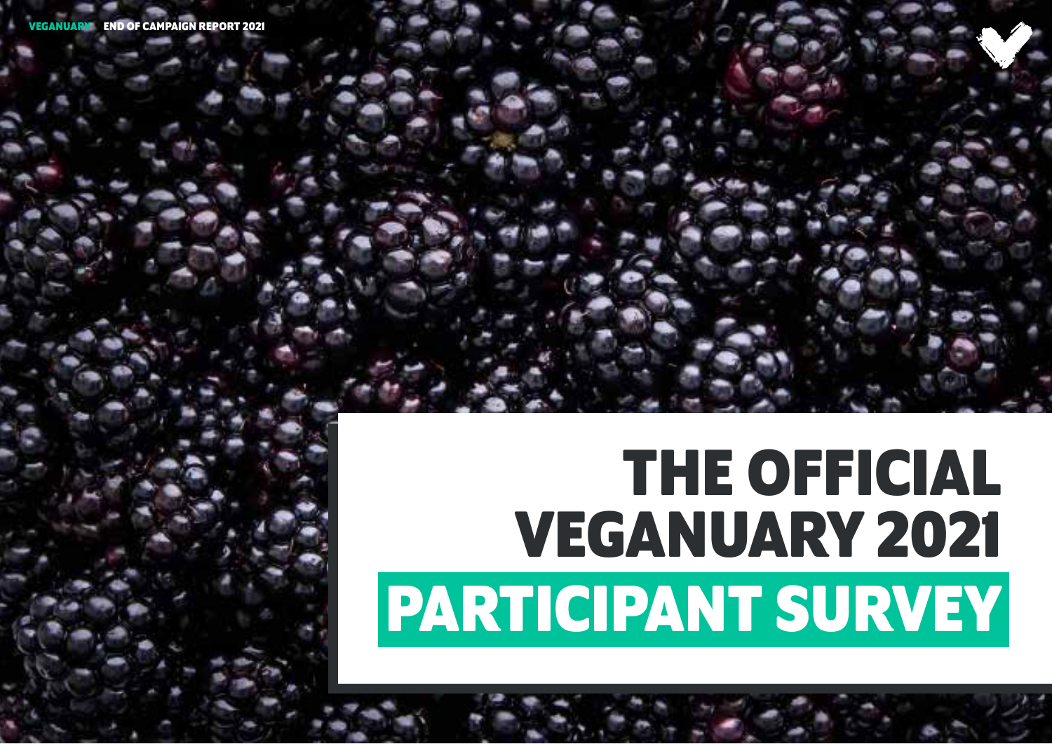# THE OFFICIAL VEGANUARY 2021 PARTICIPANT SURVEY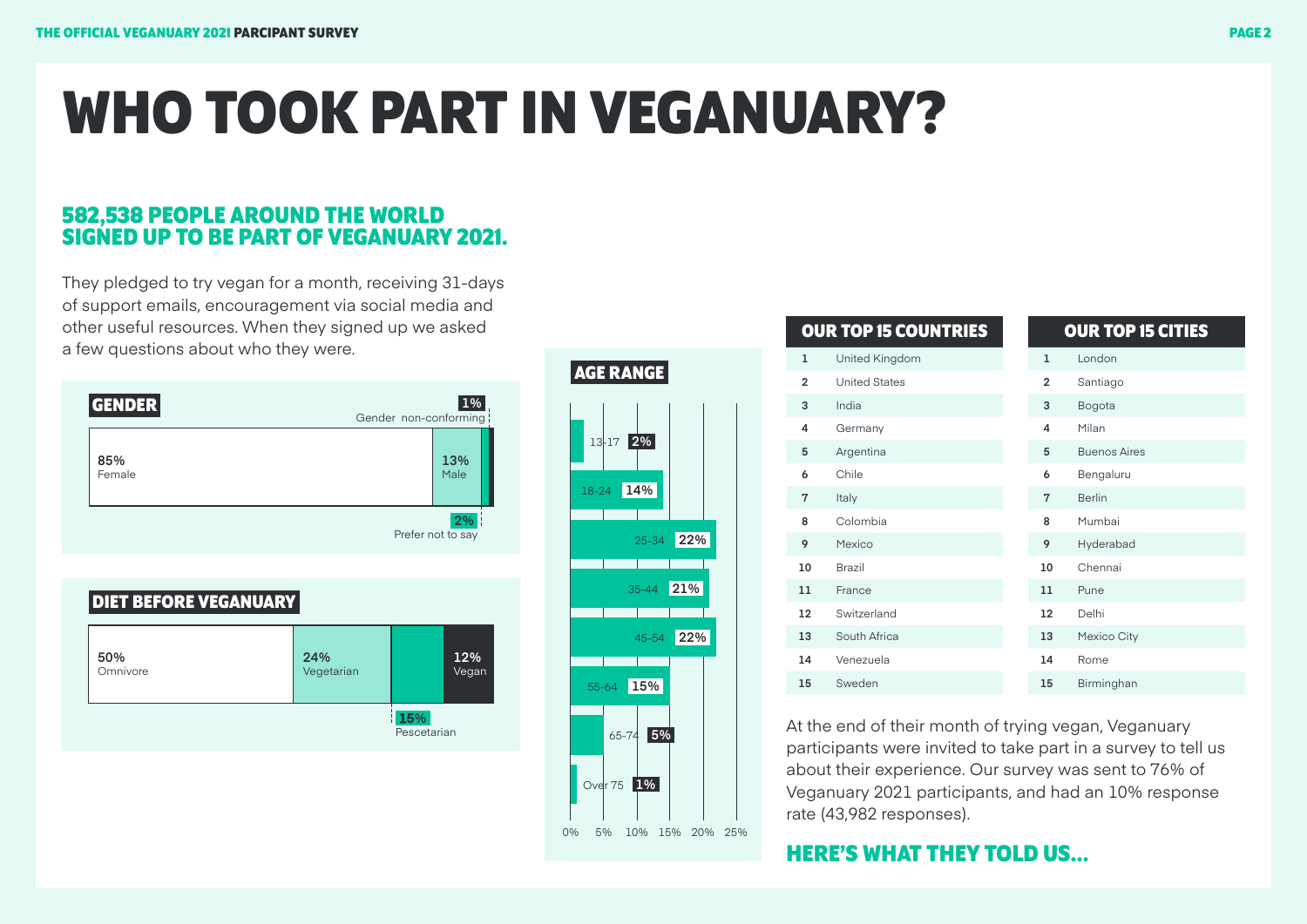# WHO TOOK PART IN VEGANUARY?

## 582,538 PEOPLE AROUND THE WORLD SIGNED UP TO BE PART OF VEGANUARY 2021.

They pledged to try vegan for a month, receiving 31-days of support emails, encouragement via social media and other useful resources. When they signed up we asked a few questions about who they were.

### GENDER

| Gender | % |
|---|---|
| Female | 85% |
| Male | 13% |
| Prefer not to say | 2% |
| Gender non-conforming | 1% |

### DIET BEFORE VEGANUARY

| Diet | % |
|---|---|
| Omnivore | 50% |
| Vegetarian | 24% |
| Pescetarian | 15% |
| Vegan | 12% |

### AGE RANGE

| Age | % |
|---|---|
| 13-17 | 2% |
| 18-24 | 14% |
| 25-34 | 22% |
| 35-44 | 21% |
| 45-54 | 22% |
| 55-64 | 15% |
| 65-74 | 5% |
| Over 75 | 1% |

### OUR TOP 15 COUNTRIES

| | Country |
|---|---|
| 1 | United Kingdom |
| 2 | United States |
| 3 | India |
| 4 | Germany |
| 5 | Argentina |
| 6 | Chile |
| 7 | Italy |
| 8 | Colombia |
| 9 | Mexico |
| 10 | Brazil |
| 11 | France |
| 12 | Switzerland |
| 13 | South Africa |
| 14 | Venezuela |
| 15 | Sweden |

### OUR TOP 15 CITIES

| | City |
|---|---|
| 1 | London |
| 2 | Santiago |
| 3 | Bogota |
| 4 | Milan |
| 5 | Buenos Aires |
| 6 | Bengaluru |
| 7 | Berlin |
| 8 | Mumbai |
| 9 | Hyderabad |
| 10 | Chennai |
| 11 | Pune |
| 12 | Delhi |
| 13 | Mexico City |
| 14 | Rome |
| 15 | Birminghan |

At the end of their month of trying vegan, Veganuary participants were invited to take part in a survey to tell us about their experience. Our survey was sent to 76% of Veganuary 2021 participants, and had an 10% response rate (43,982 responses).

## HERE'S WHAT THEY TOLD US...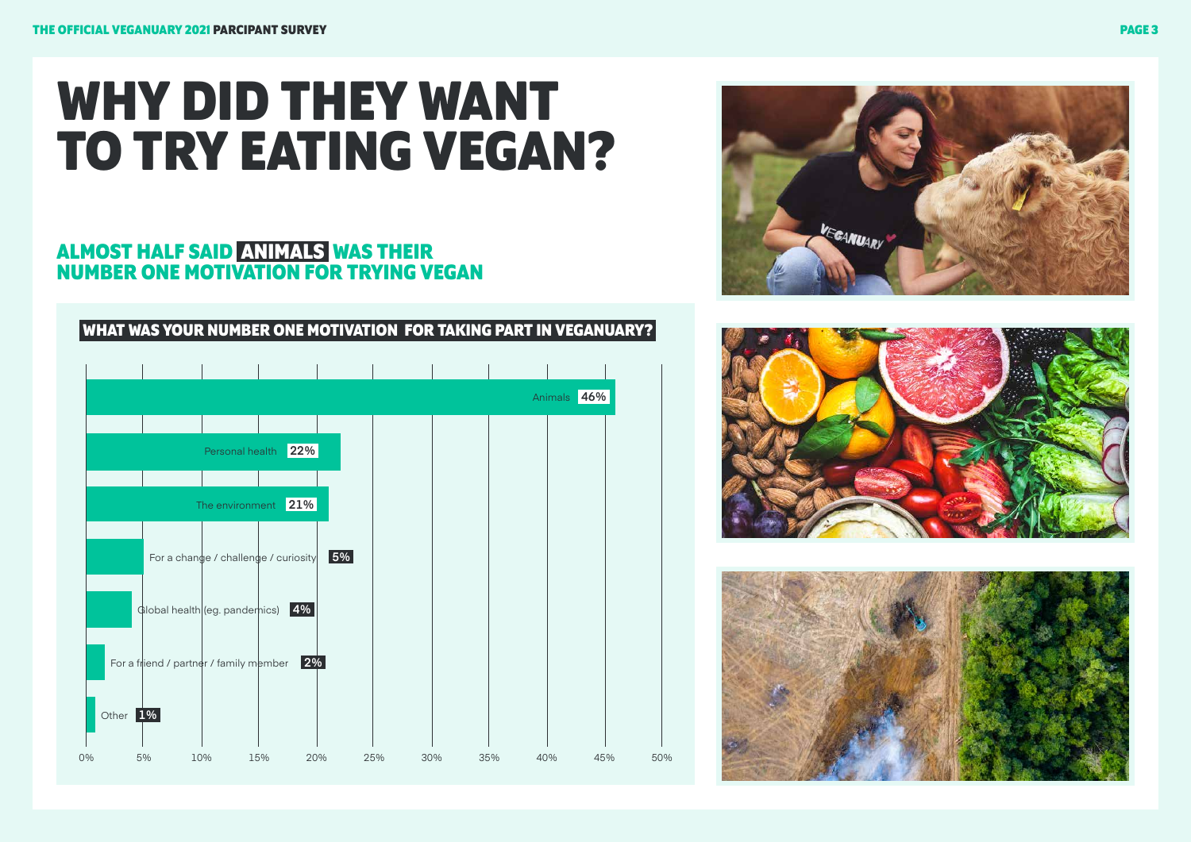# WHY DID THEY WANT TO TRY EATING VEGAN?

## ALMOST HALF SAID ANIMALS WAS THEIR NUMBER ONE MOTIVATION FOR TRYING VEGAN

**WHAT WAS YOUR NUMBER ONE MOTIVATION FOR TAKING PART IN VEGANUARY?**

| Motivation | % |
| --- | --- |
| Animals | 46% |
| Personal health | 22% |
| The environment | 21% |
| For a change / challenge / curiosity | 5% |
| Global health (eg. pandemics) | 4% |
| For a friend / partner / family member | 2% |
| Other | 1% |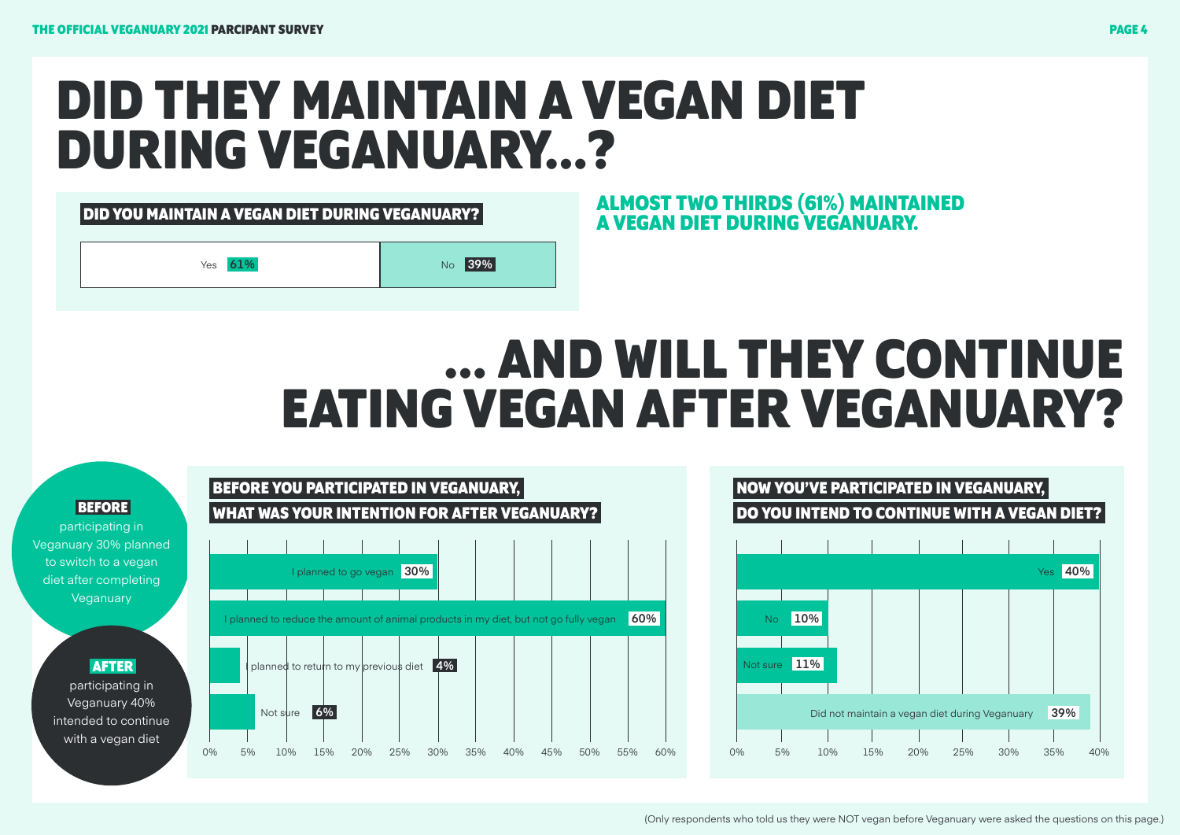# DID THEY MAINTAIN A VEGAN DIET DURING VEGANUARY...?

### DID YOU MAINTAIN A VEGAN DIET DURING VEGANUARY?

| Response | % |
|---|---|
| Yes | 61% |
| No | 39% |

**ALMOST TWO THIRDS (61%) MAINTAINED A VEGAN DIET DURING VEGANUARY.**

# ... AND WILL THEY CONTINUE EATING VEGAN AFTER VEGANUARY?

**BEFORE** participating in Veganuary 30% planned to switch to a vegan diet after completing Veganuary

**AFTER** participating in Veganuary 40% intended to continue with a vegan diet

### BEFORE YOU PARTICIPATED IN VEGANUARY, WHAT WAS YOUR INTENTION FOR AFTER VEGANUARY?

| Response | % |
|---|---|
| I planned to go vegan | 30% |
| I planned to reduce the amount of animal products in my diet, but not go fully vegan | 60% |
| I planned to return to my previous diet | 4% |
| Not sure | 6% |

### NOW YOU'VE PARTICIPATED IN VEGANUARY, DO YOU INTEND TO CONTINUE WITH A VEGAN DIET?

| Response | % |
|---|---|
| Yes | 40% |
| No | 10% |
| Not sure | 11% |
| Did not maintain a vegan diet during Veganuary | 39% |

(Only respondents who told us they were NOT vegan before Veganuary were asked the questions on this page.)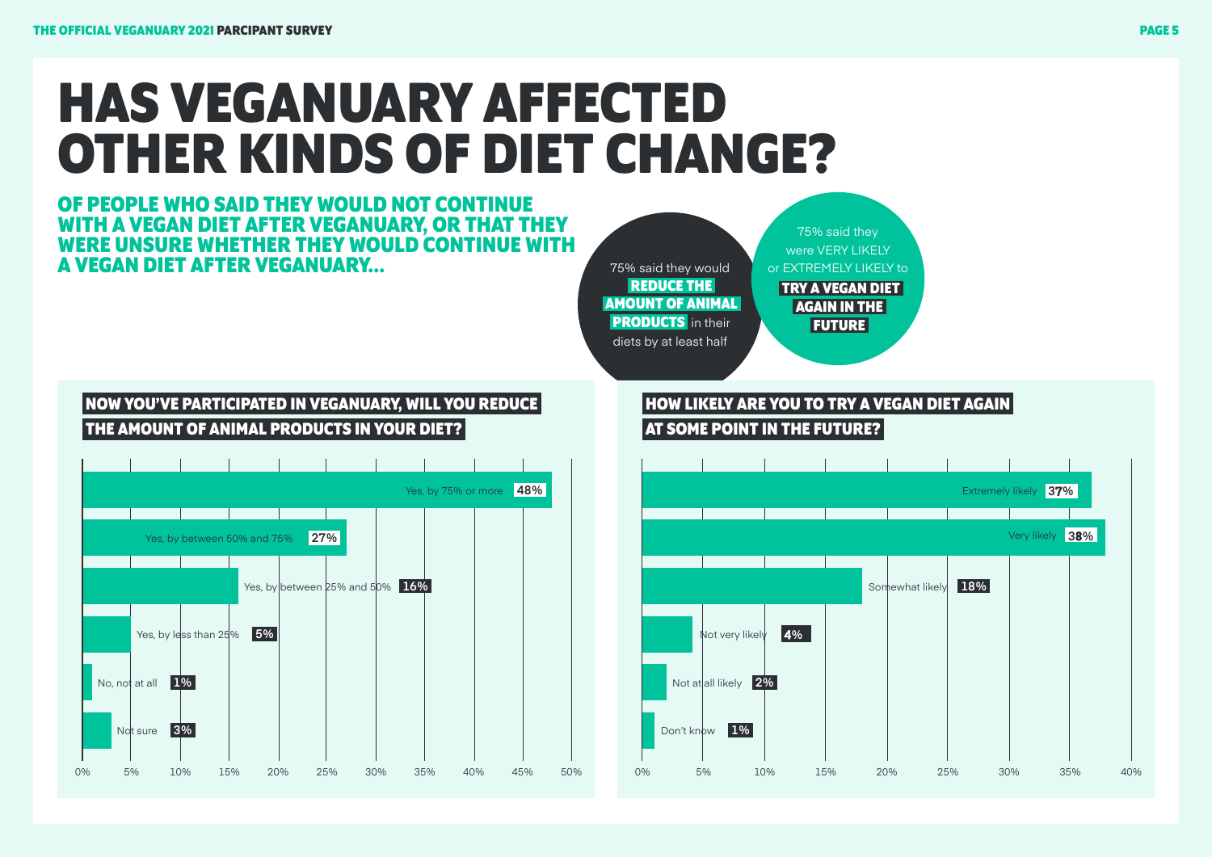# HAS VEGANUARY AFFECTED OTHER KINDS OF DIET CHANGE?

## OF PEOPLE WHO SAID THEY WOULD NOT CONTINUE WITH A VEGAN DIET AFTER VEGANUARY, OR THAT THEY WERE UNSURE WHETHER THEY WOULD CONTINUE WITH A VEGAN DIET AFTER VEGANUARY...

75% said they would **REDUCE THE AMOUNT OF ANIMAL PRODUCTS** in their diets by at least half

75% said they were VERY LIKELY or EXTREMELY LIKELY to **TRY A VEGAN DIET AGAIN IN THE FUTURE**

### NOW YOU'VE PARTICIPATED IN VEGANUARY, WILL YOU REDUCE THE AMOUNT OF ANIMAL PRODUCTS IN YOUR DIET?

| Response | % |
| --- | --- |
| Yes, by 75% or more | 48% |
| Yes, by between 50% and 75% | 27% |
| Yes, by between 25% and 50% | 16% |
| Yes, by less than 25% | 5% |
| No, not at all | 1% |
| Not sure | 3% |

### HOW LIKELY ARE YOU TO TRY A VEGAN DIET AGAIN AT SOME POINT IN THE FUTURE?

| Response | % |
| --- | --- |
| Extremely likely | 37% |
| Very likely | 38% |
| Somewhat likely | 18% |
| Not very likely | 4% |
| Not at all likely | 2% |
| Don't know | 1% |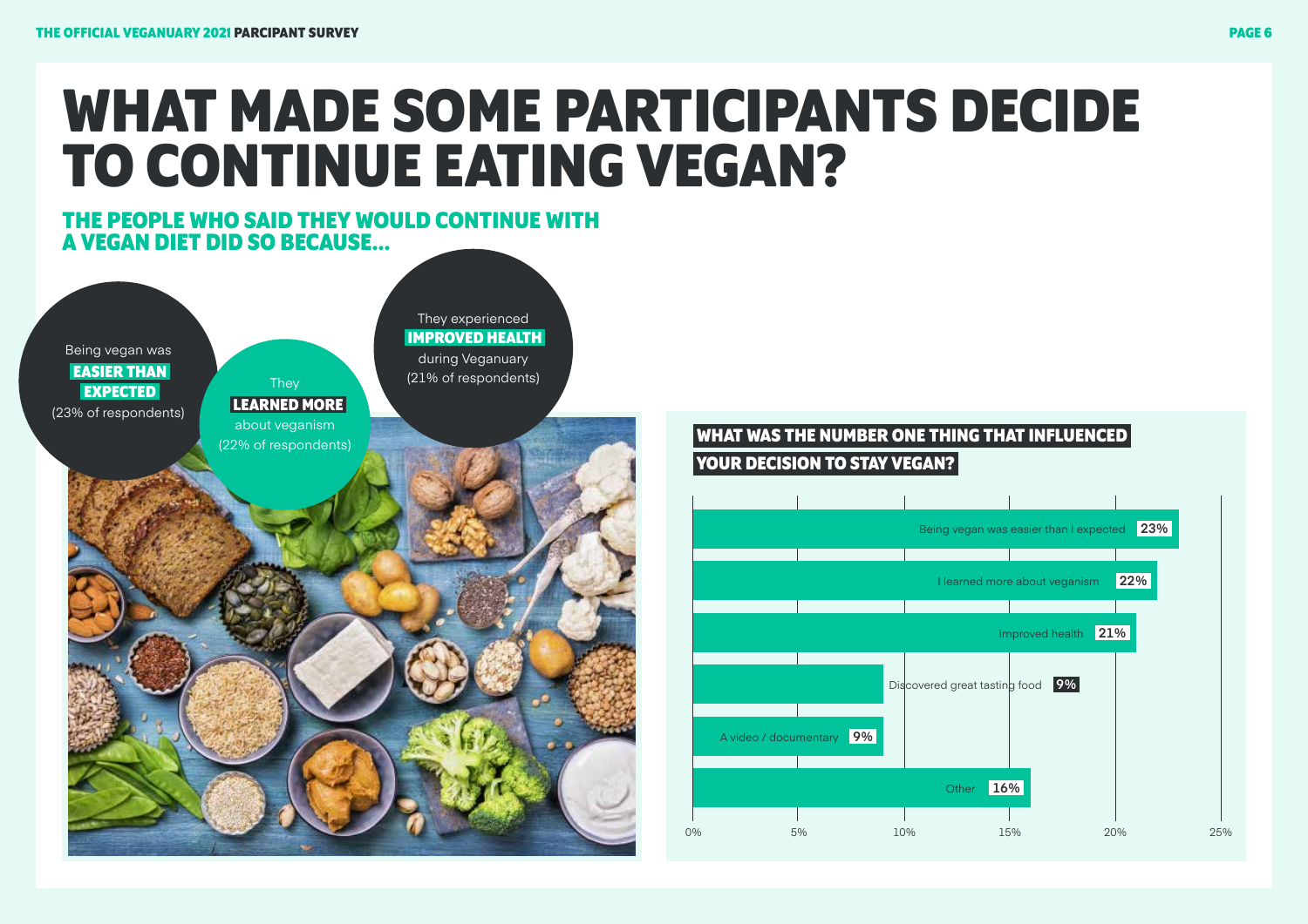# WHAT MADE SOME PARTICIPANTS DECIDE TO CONTINUE EATING VEGAN?

## THE PEOPLE WHO SAID THEY WOULD CONTINUE WITH A VEGAN DIET DID SO BECAUSE...

Being vegan was **EASIER THAN EXPECTED** (23% of respondents)

They **LEARNED MORE** about veganism (22% of respondents)

They experienced **IMPROVED HEALTH** during Veganuary (21% of respondents)

### WHAT WAS THE NUMBER ONE THING THAT INFLUENCED YOUR DECISION TO STAY VEGAN?

| Reason | Percentage |
|---|---|
| Being vegan was easier than I expected | 23% |
| I learned more about veganism | 22% |
| Improved health | 21% |
| Discovered great tasting food | 9% |
| A video / documentary | 9% |
| Other | 16% |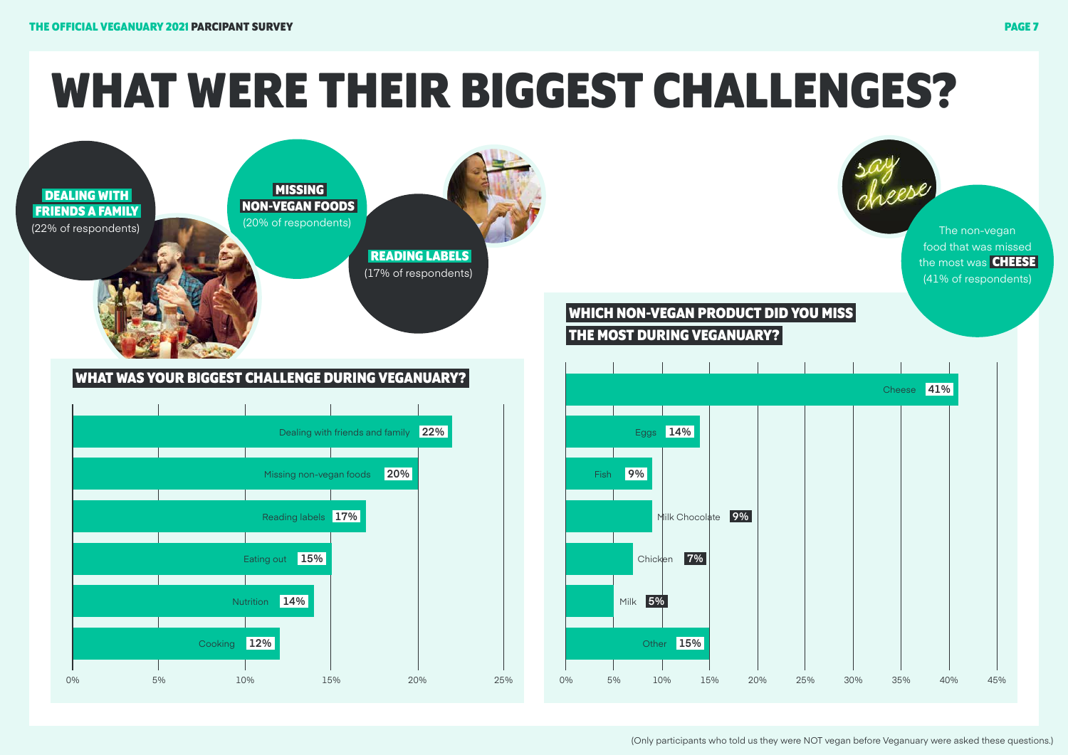# WHAT WERE THEIR BIGGEST CHALLENGES?

**DEALING WITH FRIENDS A FAMILY**
(22% of respondents)

**MISSING NON-VEGAN FOODS**
(20% of respondents)

**READING LABELS**
(17% of respondents)

The non-vegan food that was missed the most was **CHEESE**
(41% of respondents)

## WHAT WAS YOUR BIGGEST CHALLENGE DURING VEGANUARY?

| Challenge | % |
| --- | --- |
| Dealing with friends and family | 22% |
| Missing non-vegan foods | 20% |
| Reading labels | 17% |
| Eating out | 15% |
| Nutrition | 14% |
| Cooking | 12% |

## WHICH NON-VEGAN PRODUCT DID YOU MISS THE MOST DURING VEGANUARY?

| Product | % |
| --- | --- |
| Cheese | 41% |
| Eggs | 14% |
| Fish | 9% |
| Milk Chocolate | 9% |
| Chicken | 7% |
| Milk | 5% |
| Other | 15% |

(Only participants who told us they were NOT vegan before Veganuary were asked these questions.)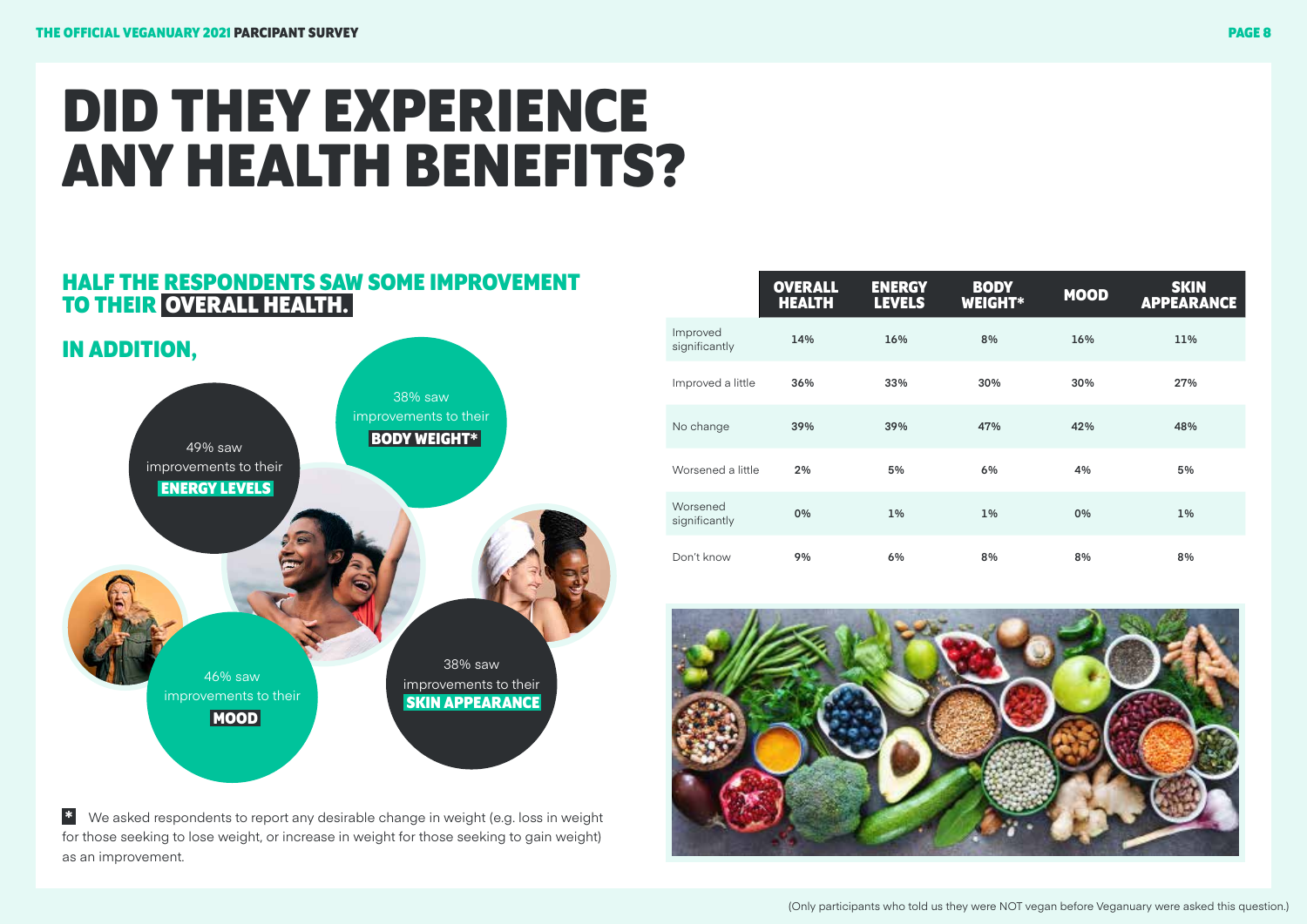# DID THEY EXPERIENCE ANY HEALTH BENEFITS?

## HALF THE RESPONDENTS SAW SOME IMPROVEMENT TO THEIR **OVERALL HEALTH.**

## IN ADDITION,

49% saw improvements to their **ENERGY LEVELS**

38% saw improvements to their **BODY WEIGHT***

46% saw improvements to their **MOOD**

38% saw improvements to their **SKIN APPEARANCE**

| | OVERALL HEALTH | ENERGY LEVELS | BODY WEIGHT* | MOOD | SKIN APPEARANCE |
|---|---|---|---|---|---|
| Improved significantly | 14% | 16% | 8% | 16% | 11% |
| Improved a little | 36% | 33% | 30% | 30% | 27% |
| No change | 39% | 39% | 47% | 42% | 48% |
| Worsened a little | 2% | 5% | 6% | 4% | 5% |
| Worsened significantly | 0% | 1% | 1% | 0% | 1% |
| Don't know | 9% | 6% | 8% | 8% | 8% |

* We asked respondents to report any desirable change in weight (e.g. loss in weight for those seeking to lose weight, or increase in weight for those seeking to gain weight) as an improvement.

(Only participants who told us they were NOT vegan before Veganuary were asked this question.)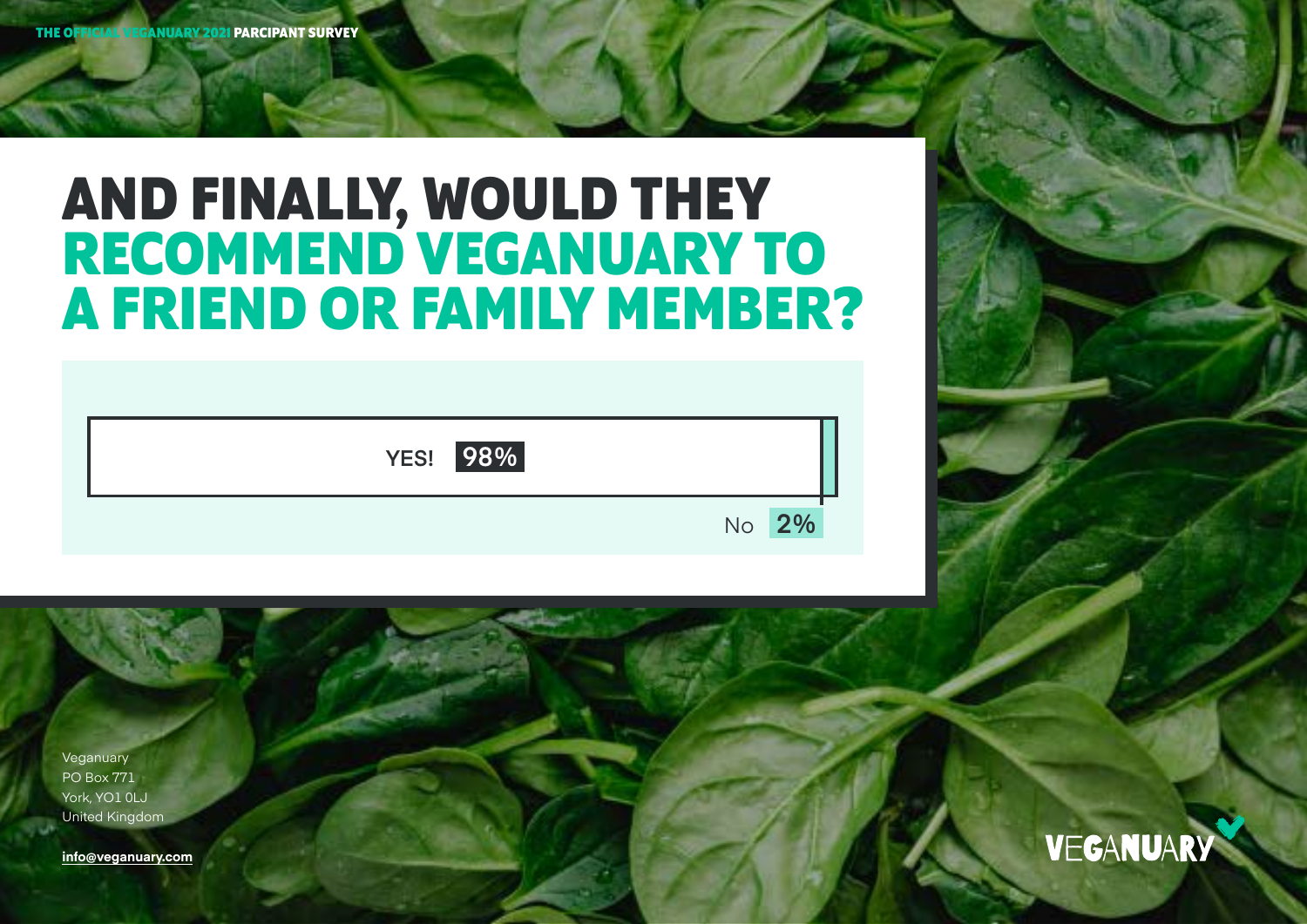# AND FINALLY, WOULD THEY RECOMMEND VEGANUARY TO A FRIEND OR FAMILY MEMBER?

YES! 98%

No 2%

Veganuary
PO Box 771
York, YO1 0LJ
United Kingdom

**info@veganuary.com**

VEGANUARY